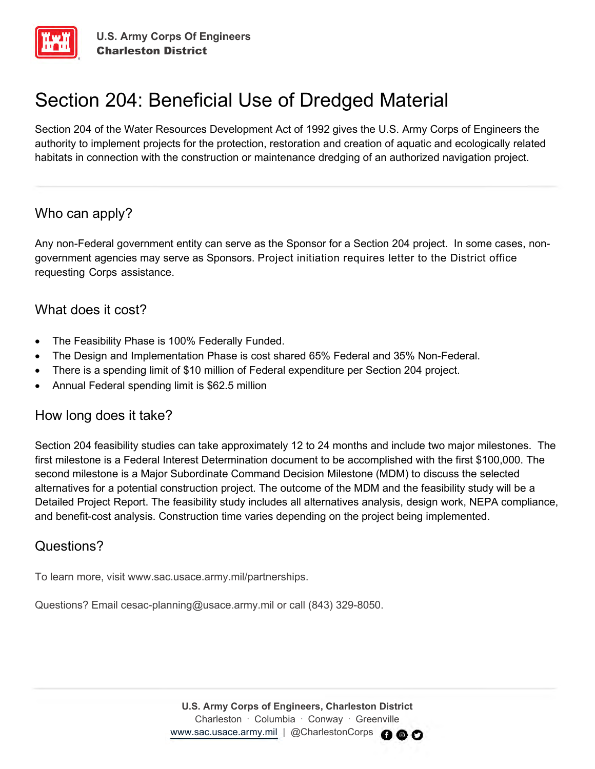U.S. Army Corps Of Engineers
**Charleston District**

# Section 204: Beneficial Use of Dredged Material

Section 204 of the Water Resources Development Act of 1992 gives the U.S. Army Corps of Engineers the authority to implement projects for the protection, restoration and creation of aquatic and ecologically related habitats in connection with the construction or maintenance dredging of an authorized navigation project.

## Who can apply?

Any non-Federal government entity can serve as the Sponsor for a Section 204 project. In some cases, non-government agencies may serve as Sponsors. Project initiation requires letter to the District office requesting Corps assistance.

## What does it cost?

- The Feasibility Phase is 100% Federally Funded.
- The Design and Implementation Phase is cost shared 65% Federal and 35% Non-Federal.
- There is a spending limit of $10 million of Federal expenditure per Section 204 project.
- Annual Federal spending limit is $62.5 million

## How long does it take?

Section 204 feasibility studies can take approximately 12 to 24 months and include two major milestones. The first milestone is a Federal Interest Determination document to be accomplished with the first $100,000. The second milestone is a Major Subordinate Command Decision Milestone (MDM) to discuss the selected alternatives for a potential construction project. The outcome of the MDM and the feasibility study will be a Detailed Project Report. The feasibility study includes all alternatives analysis, design work, NEPA compliance, and benefit-cost analysis. Construction time varies depending on the project being implemented.

## Questions?

To learn more, visit www.sac.usace.army.mil/partnerships.

Questions? Email cesac-planning@usace.army.mil or call (843) 329-8050.

**U.S. Army Corps of Engineers, Charleston District**
Charleston · Columbia · Conway · Greenville
www.sac.usace.army.mil | @CharlestonCorps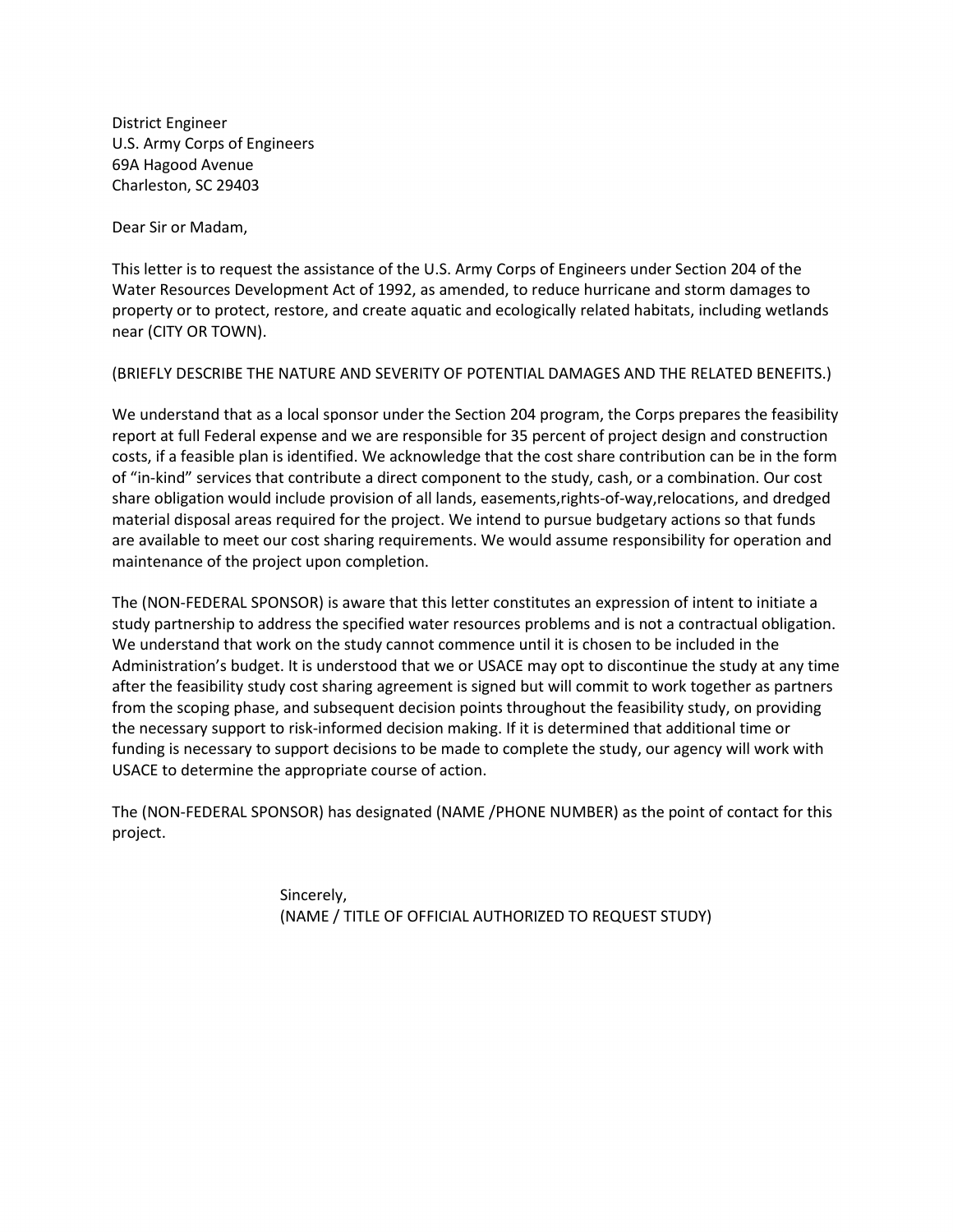District Engineer
U.S. Army Corps of Engineers
69A Hagood Avenue
Charleston, SC 29403

Dear Sir or Madam,

This letter is to request the assistance of the U.S. Army Corps of Engineers under Section 204 of the Water Resources Development Act of 1992, as amended, to reduce hurricane and storm damages to property or to protect, restore, and create aquatic and ecologically related habitats, including wetlands near (CITY OR TOWN).

(BRIEFLY DESCRIBE THE NATURE AND SEVERITY OF POTENTIAL DAMAGES AND THE RELATED BENEFITS.)

We understand that as a local sponsor under the Section 204 program, the Corps prepares the feasibility report at full Federal expense and we are responsible for 35 percent of project design and construction costs, if a feasible plan is identified. We acknowledge that the cost share contribution can be in the form of "in-kind" services that contribute a direct component to the study, cash, or a combination. Our cost share obligation would include provision of all lands, easements,rights-of-way,relocations, and dredged material disposal areas required for the project. We intend to pursue budgetary actions so that funds are available to meet our cost sharing requirements. We would assume responsibility for operation and maintenance of the project upon completion.

The (NON-FEDERAL SPONSOR) is aware that this letter constitutes an expression of intent to initiate a study partnership to address the specified water resources problems and is not a contractual obligation. We understand that work on the study cannot commence until it is chosen to be included in the Administration's budget. It is understood that we or USACE may opt to discontinue the study at any time after the feasibility study cost sharing agreement is signed but will commit to work together as partners from the scoping phase, and subsequent decision points throughout the feasibility study, on providing the necessary support to risk-informed decision making. If it is determined that additional time or funding is necessary to support decisions to be made to complete the study, our agency will work with USACE to determine the appropriate course of action.

The (NON-FEDERAL SPONSOR) has designated (NAME /PHONE NUMBER) as the point of contact for this project.

Sincerely,
(NAME / TITLE OF OFFICIAL AUTHORIZED TO REQUEST STUDY)